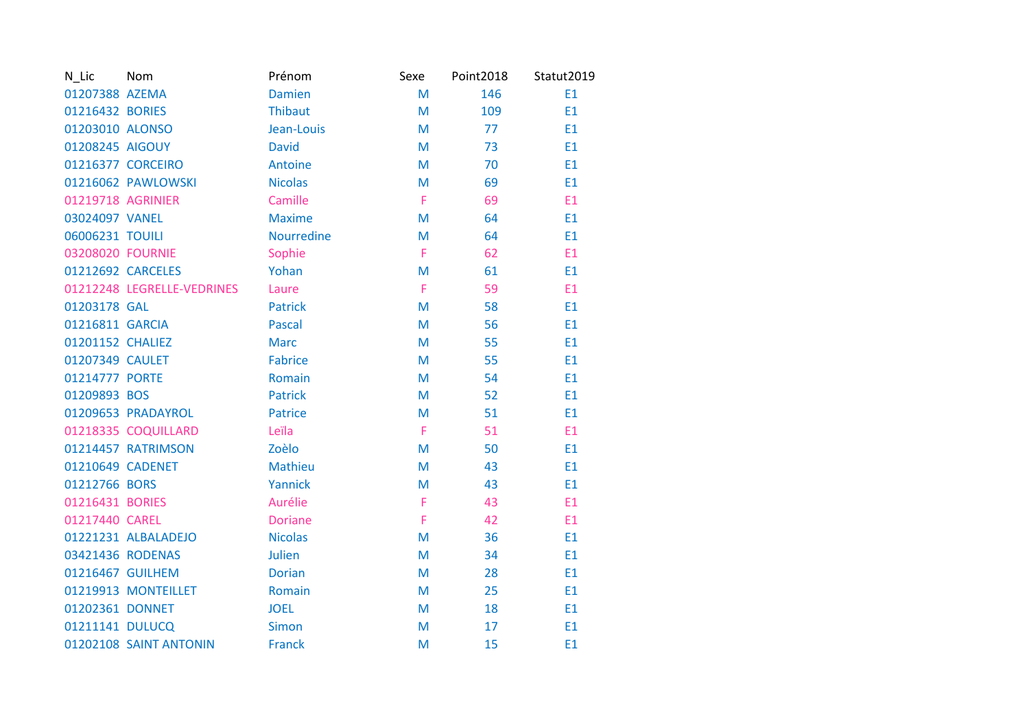| N_Lic | Nom | Prénom | Sexe | Point2018 | Statut2019 |
|---|---|---|---|---|---|
| 01207388 | AZEMA | Damien | M | 146 | E1 |
| 01216432 | BORIES | Thibaut | M | 109 | E1 |
| 01203010 | ALONSO | Jean-Louis | M | 77 | E1 |
| 01208245 | AIGOUY | David | M | 73 | E1 |
| 01216377 | CORCEIRO | Antoine | M | 70 | E1 |
| 01216062 | PAWLOWSKI | Nicolas | M | 69 | E1 |
| 01219718 | AGRINIER | Camille | F | 69 | E1 |
| 03024097 | VANEL | Maxime | M | 64 | E1 |
| 06006231 | TOUILI | Nourredine | M | 64 | E1 |
| 03208020 | FOURNIE | Sophie | F | 62 | E1 |
| 01212692 | CARCELES | Yohan | M | 61 | E1 |
| 01212248 | LEGRELLE-VEDRINES | Laure | F | 59 | E1 |
| 01203178 | GAL | Patrick | M | 58 | E1 |
| 01216811 | GARCIA | Pascal | M | 56 | E1 |
| 01201152 | CHALIEZ | Marc | M | 55 | E1 |
| 01207349 | CAULET | Fabrice | M | 55 | E1 |
| 01214777 | PORTE | Romain | M | 54 | E1 |
| 01209893 | BOS | Patrick | M | 52 | E1 |
| 01209653 | PRADAYROL | Patrice | M | 51 | E1 |
| 01218335 | COQUILLARD | Leïla | F | 51 | E1 |
| 01214457 | RATRIMSON | Zoèlo | M | 50 | E1 |
| 01210649 | CADENET | Mathieu | M | 43 | E1 |
| 01212766 | BORS | Yannick | M | 43 | E1 |
| 01216431 | BORIES | Aurélie | F | 43 | E1 |
| 01217440 | CAREL | Doriane | F | 42 | E1 |
| 01221231 | ALBALADEJO | Nicolas | M | 36 | E1 |
| 03421436 | RODENAS | Julien | M | 34 | E1 |
| 01216467 | GUILHEM | Dorian | M | 28 | E1 |
| 01219913 | MONTEILLET | Romain | M | 25 | E1 |
| 01202361 | DONNET | JOEL | M | 18 | E1 |
| 01211141 | DULUCQ | Simon | M | 17 | E1 |
| 01202108 | SAINT ANTONIN | Franck | M | 15 | E1 |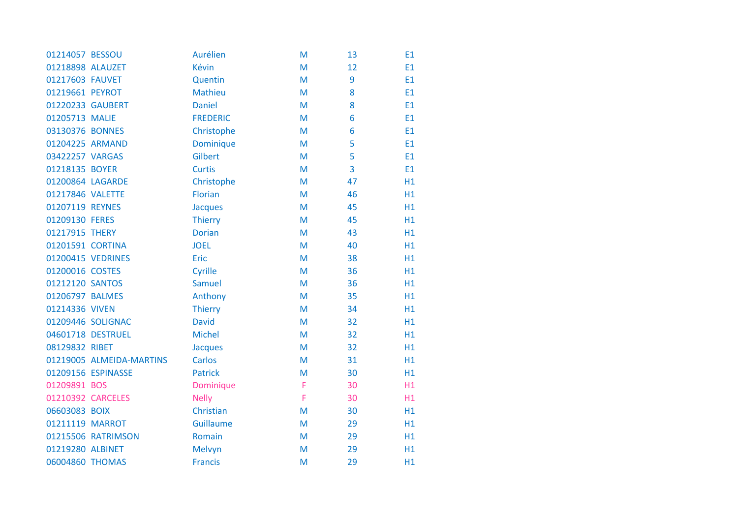| | | | | | |
|---|---|---|---|---|---|
| 01214057 | BESSOU | Aurélien | M | 13 | E1 |
| 01218898 | ALAUZET | Kévin | M | 12 | E1 |
| 01217603 | FAUVET | Quentin | M | 9 | E1 |
| 01219661 | PEYROT | Mathieu | M | 8 | E1 |
| 01220233 | GAUBERT | Daniel | M | 8 | E1 |
| 01205713 | MALIE | FREDERIC | M | 6 | E1 |
| 03130376 | BONNES | Christophe | M | 6 | E1 |
| 01204225 | ARMAND | Dominique | M | 5 | E1 |
| 03422257 | VARGAS | Gilbert | M | 5 | E1 |
| 01218135 | BOYER | Curtis | M | 3 | E1 |
| 01200864 | LAGARDE | Christophe | M | 47 | H1 |
| 01217846 | VALETTE | Florian | M | 46 | H1 |
| 01207119 | REYNES | Jacques | M | 45 | H1 |
| 01209130 | FERES | Thierry | M | 45 | H1 |
| 01217915 | THERY | Dorian | M | 43 | H1 |
| 01201591 | CORTINA | JOEL | M | 40 | H1 |
| 01200415 | VEDRINES | Eric | M | 38 | H1 |
| 01200016 | COSTES | Cyrille | M | 36 | H1 |
| 01212120 | SANTOS | Samuel | M | 36 | H1 |
| 01206797 | BALMES | Anthony | M | 35 | H1 |
| 01214336 | VIVEN | Thierry | M | 34 | H1 |
| 01209446 | SOLIGNAC | David | M | 32 | H1 |
| 04601718 | DESTRUEL | Michel | M | 32 | H1 |
| 08129832 | RIBET | Jacques | M | 32 | H1 |
| 01219005 | ALMEIDA-MARTINS | Carlos | M | 31 | H1 |
| 01209156 | ESPINASSE | Patrick | M | 30 | H1 |
| 01209891 | BOS | Dominique | F | 30 | H1 |
| 01210392 | CARCELES | Nelly | F | 30 | H1 |
| 06603083 | BOIX | Christian | M | 30 | H1 |
| 01211119 | MARROT | Guillaume | M | 29 | H1 |
| 01215506 | RATRIMSON | Romain | M | 29 | H1 |
| 01219280 | ALBINET | Melvyn | M | 29 | H1 |
| 06004860 | THOMAS | Francis | M | 29 | H1 |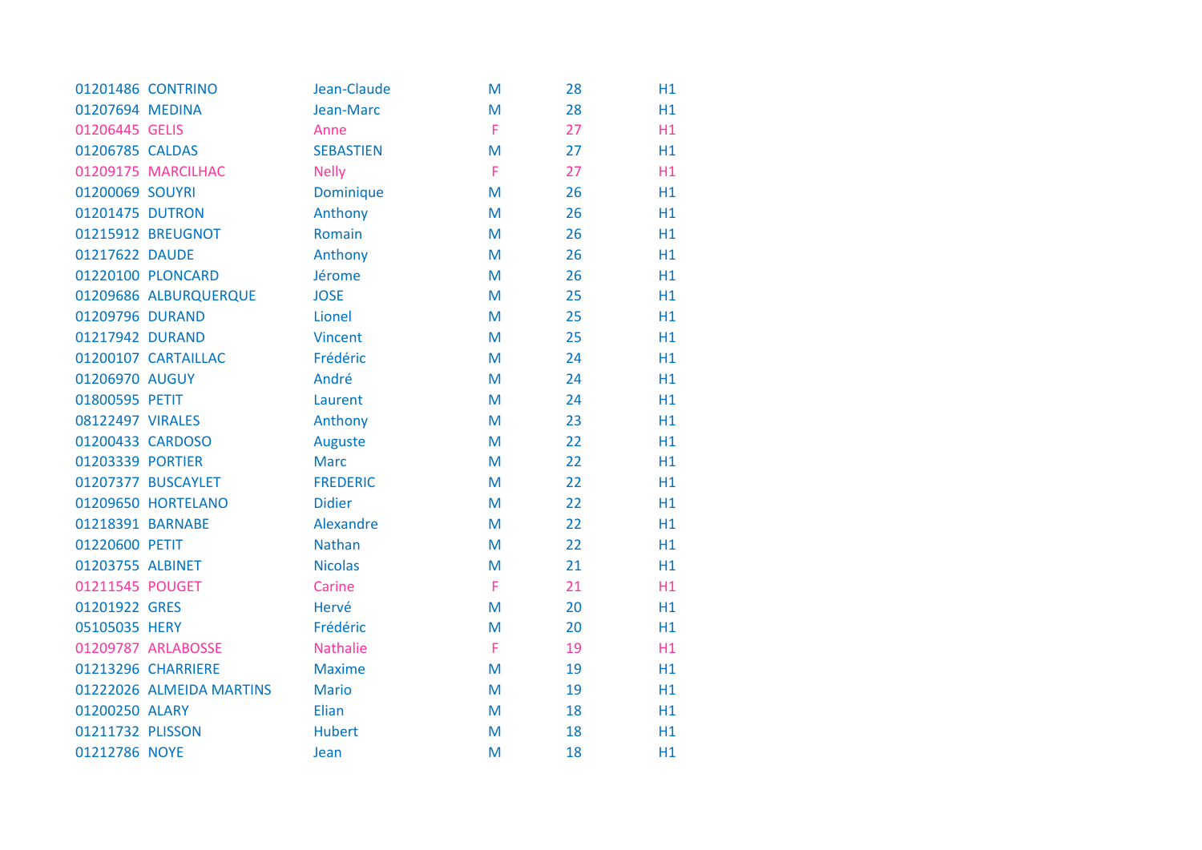| | | | | | |
|---|---|---|---|---|---|
| 01201486 | CONTRINO | Jean-Claude | M | 28 | H1 |
| 01207694 | MEDINA | Jean-Marc | M | 28 | H1 |
| 01206445 | GELIS | Anne | F | 27 | H1 |
| 01206785 | CALDAS | SEBASTIEN | M | 27 | H1 |
| 01209175 | MARCILHAC | Nelly | F | 27 | H1 |
| 01200069 | SOUYRI | Dominique | M | 26 | H1 |
| 01201475 | DUTRON | Anthony | M | 26 | H1 |
| 01215912 | BREUGNOT | Romain | M | 26 | H1 |
| 01217622 | DAUDE | Anthony | M | 26 | H1 |
| 01220100 | PLONCARD | Jérome | M | 26 | H1 |
| 01209686 | ALBURQUERQUE | JOSE | M | 25 | H1 |
| 01209796 | DURAND | Lionel | M | 25 | H1 |
| 01217942 | DURAND | Vincent | M | 25 | H1 |
| 01200107 | CARTAILLAC | Frédéric | M | 24 | H1 |
| 01206970 | AUGUY | André | M | 24 | H1 |
| 01800595 | PETIT | Laurent | M | 24 | H1 |
| 08122497 | VIRALES | Anthony | M | 23 | H1 |
| 01200433 | CARDOSO | Auguste | M | 22 | H1 |
| 01203339 | PORTIER | Marc | M | 22 | H1 |
| 01207377 | BUSCAYLET | FREDERIC | M | 22 | H1 |
| 01209650 | HORTELANO | Didier | M | 22 | H1 |
| 01218391 | BARNABE | Alexandre | M | 22 | H1 |
| 01220600 | PETIT | Nathan | M | 22 | H1 |
| 01203755 | ALBINET | Nicolas | M | 21 | H1 |
| 01211545 | POUGET | Carine | F | 21 | H1 |
| 01201922 | GRES | Hervé | M | 20 | H1 |
| 05105035 | HERY | Frédéric | M | 20 | H1 |
| 01209787 | ARLABOSSE | Nathalie | F | 19 | H1 |
| 01213296 | CHARRIERE | Maxime | M | 19 | H1 |
| 01222026 | ALMEIDA MARTINS | Mario | M | 19 | H1 |
| 01200250 | ALARY | Elian | M | 18 | H1 |
| 01211732 | PLISSON | Hubert | M | 18 | H1 |
| 01212786 | NOYE | Jean | M | 18 | H1 |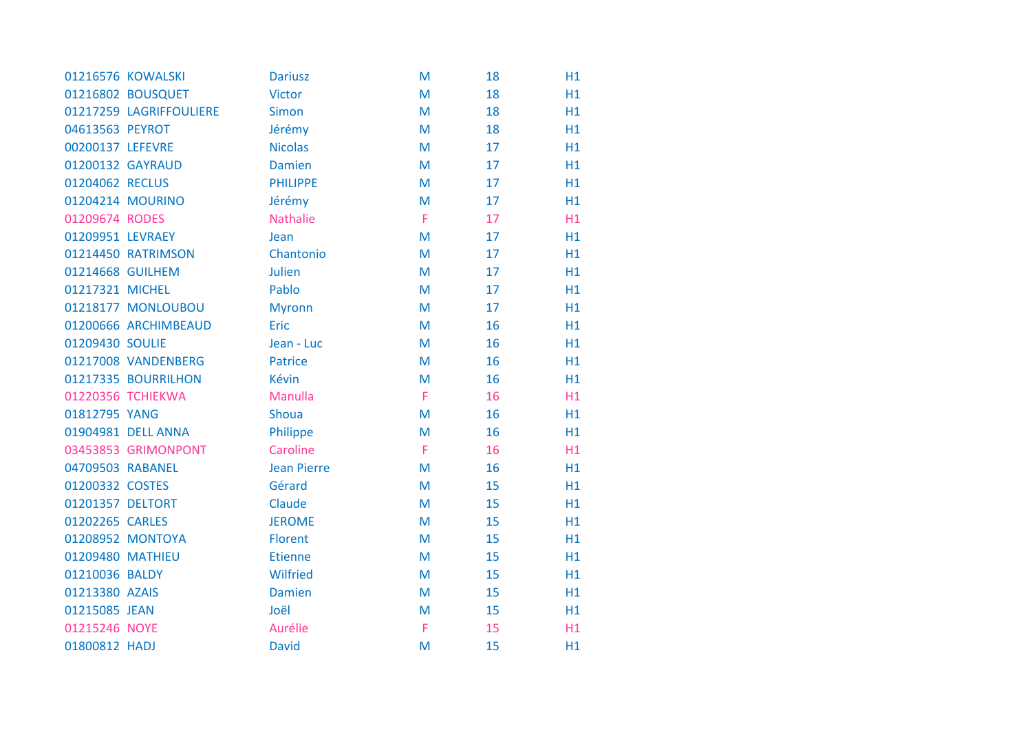| | | | | | |
|---|---|---|---|---|---|
| 01216576 | KOWALSKI | Dariusz | M | 18 | H1 |
| 01216802 | BOUSQUET | Victor | M | 18 | H1 |
| 01217259 | LAGRIFFOULIERE | Simon | M | 18 | H1 |
| 04613563 | PEYROT | Jérémy | M | 18 | H1 |
| 00200137 | LEFEVRE | Nicolas | M | 17 | H1 |
| 01200132 | GAYRAUD | Damien | M | 17 | H1 |
| 01204062 | RECLUS | PHILIPPE | M | 17 | H1 |
| 01204214 | MOURINO | Jérémy | M | 17 | H1 |
| 01209674 | RODES | Nathalie | F | 17 | H1 |
| 01209951 | LEVRAEY | Jean | M | 17 | H1 |
| 01214450 | RATRIMSON | Chantonio | M | 17 | H1 |
| 01214668 | GUILHEM | Julien | M | 17 | H1 |
| 01217321 | MICHEL | Pablo | M | 17 | H1 |
| 01218177 | MONLOUBOU | Myronn | M | 17 | H1 |
| 01200666 | ARCHIMBEAUD | Eric | M | 16 | H1 |
| 01209430 | SOULIE | Jean - Luc | M | 16 | H1 |
| 01217008 | VANDENBERG | Patrice | M | 16 | H1 |
| 01217335 | BOURRILHON | Kévin | M | 16 | H1 |
| 01220356 | TCHIEKWA | Manulla | F | 16 | H1 |
| 01812795 | YANG | Shoua | M | 16 | H1 |
| 01904981 | DELL ANNA | Philippe | M | 16 | H1 |
| 03453853 | GRIMONPONT | Caroline | F | 16 | H1 |
| 04709503 | RABANEL | Jean Pierre | M | 16 | H1 |
| 01200332 | COSTES | Gérard | M | 15 | H1 |
| 01201357 | DELTORT | Claude | M | 15 | H1 |
| 01202265 | CARLES | JEROME | M | 15 | H1 |
| 01208952 | MONTOYA | Florent | M | 15 | H1 |
| 01209480 | MATHIEU | Etienne | M | 15 | H1 |
| 01210036 | BALDY | Wilfried | M | 15 | H1 |
| 01213380 | AZAIS | Damien | M | 15 | H1 |
| 01215085 | JEAN | Joël | M | 15 | H1 |
| 01215246 | NOYE | Aurélie | F | 15 | H1 |
| 01800812 | HADJ | David | M | 15 | H1 |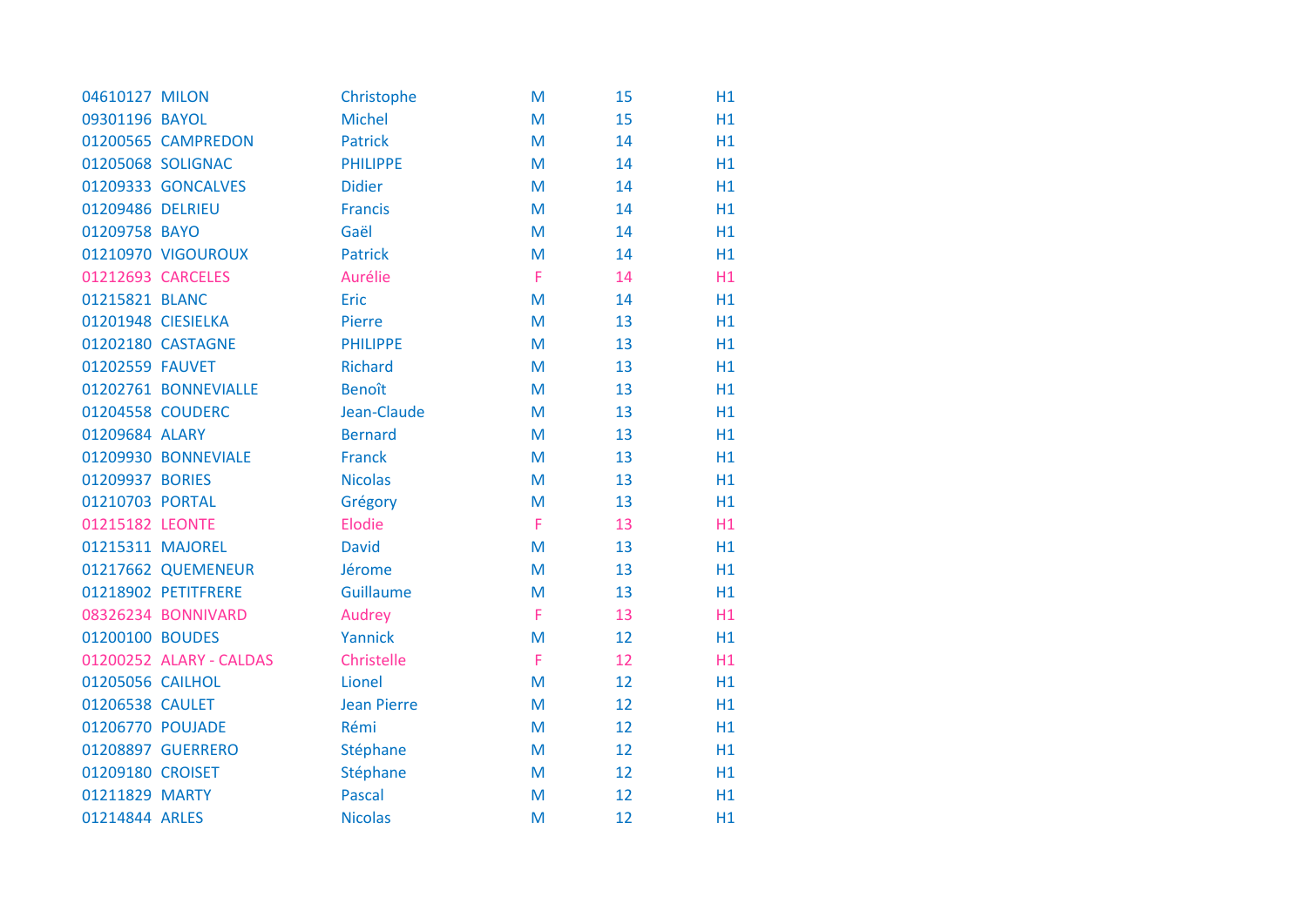| | | | | | |
|---|---|---|---|---|---|
| 04610127 | MILON | Christophe | M | 15 | H1 |
| 09301196 | BAYOL | Michel | M | 15 | H1 |
| 01200565 | CAMPREDON | Patrick | M | 14 | H1 |
| 01205068 | SOLIGNAC | PHILIPPE | M | 14 | H1 |
| 01209333 | GONCALVES | Didier | M | 14 | H1 |
| 01209486 | DELRIEU | Francis | M | 14 | H1 |
| 01209758 | BAYO | Gaël | M | 14 | H1 |
| 01210970 | VIGOUROUX | Patrick | M | 14 | H1 |
| 01212693 | CARCELES | Aurélie | F | 14 | H1 |
| 01215821 | BLANC | Eric | M | 14 | H1 |
| 01201948 | CIESIELKA | Pierre | M | 13 | H1 |
| 01202180 | CASTAGNE | PHILIPPE | M | 13 | H1 |
| 01202559 | FAUVET | Richard | M | 13 | H1 |
| 01202761 | BONNEVIALLE | Benoît | M | 13 | H1 |
| 01204558 | COUDERC | Jean-Claude | M | 13 | H1 |
| 01209684 | ALARY | Bernard | M | 13 | H1 |
| 01209930 | BONNEVIALE | Franck | M | 13 | H1 |
| 01209937 | BORIES | Nicolas | M | 13 | H1 |
| 01210703 | PORTAL | Grégory | M | 13 | H1 |
| 01215182 | LEONTE | Elodie | F | 13 | H1 |
| 01215311 | MAJOREL | David | M | 13 | H1 |
| 01217662 | QUEMENEUR | Jérome | M | 13 | H1 |
| 01218902 | PETITFRERE | Guillaume | M | 13 | H1 |
| 08326234 | BONNIVARD | Audrey | F | 13 | H1 |
| 01200100 | BOUDES | Yannick | M | 12 | H1 |
| 01200252 | ALARY - CALDAS | Christelle | F | 12 | H1 |
| 01205056 | CAILHOL | Lionel | M | 12 | H1 |
| 01206538 | CAULET | Jean Pierre | M | 12 | H1 |
| 01206770 | POUJADE | Rémi | M | 12 | H1 |
| 01208897 | GUERRERO | Stéphane | M | 12 | H1 |
| 01209180 | CROISET | Stéphane | M | 12 | H1 |
| 01211829 | MARTY | Pascal | M | 12 | H1 |
| 01214844 | ARLES | Nicolas | M | 12 | H1 |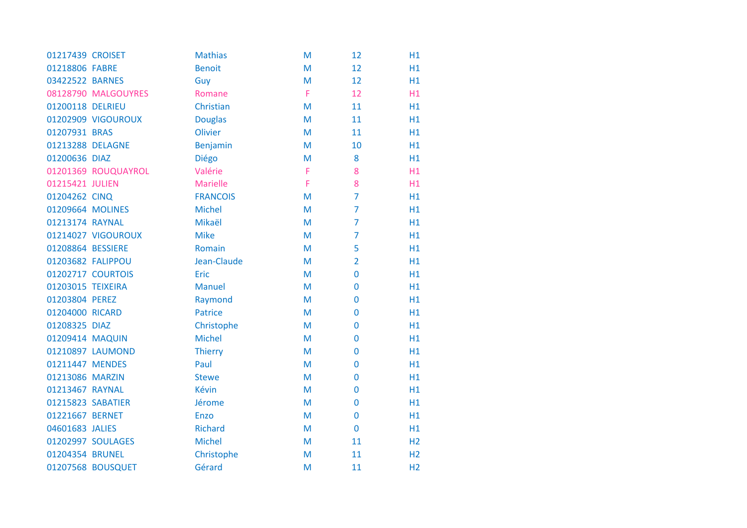| | | | | | |
|---|---|---|---|---|---|
| 01217439 | CROISET | Mathias | M | 12 | H1 |
| 01218806 | FABRE | Benoit | M | 12 | H1 |
| 03422522 | BARNES | Guy | M | 12 | H1 |
| 08128790 | MALGOUYRES | Romane | F | 12 | H1 |
| 01200118 | DELRIEU | Christian | M | 11 | H1 |
| 01202909 | VIGOUROUX | Douglas | M | 11 | H1 |
| 01207931 | BRAS | Olivier | M | 11 | H1 |
| 01213288 | DELAGNE | Benjamin | M | 10 | H1 |
| 01200636 | DIAZ | Diégo | M | 8 | H1 |
| 01201369 | ROUQUAYROL | Valérie | F | 8 | H1 |
| 01215421 | JULIEN | Marielle | F | 8 | H1 |
| 01204262 | CINQ | FRANCOIS | M | 7 | H1 |
| 01209664 | MOLINES | Michel | M | 7 | H1 |
| 01213174 | RAYNAL | Mikaël | M | 7 | H1 |
| 01214027 | VIGOUROUX | Mike | M | 7 | H1 |
| 01208864 | BESSIERE | Romain | M | 5 | H1 |
| 01203682 | FALIPPOU | Jean-Claude | M | 2 | H1 |
| 01202717 | COURTOIS | Eric | M | 0 | H1 |
| 01203015 | TEIXEIRA | Manuel | M | 0 | H1 |
| 01203804 | PEREZ | Raymond | M | 0 | H1 |
| 01204000 | RICARD | Patrice | M | 0 | H1 |
| 01208325 | DIAZ | Christophe | M | 0 | H1 |
| 01209414 | MAQUIN | Michel | M | 0 | H1 |
| 01210897 | LAUMOND | Thierry | M | 0 | H1 |
| 01211447 | MENDES | Paul | M | 0 | H1 |
| 01213086 | MARZIN | Stewe | M | 0 | H1 |
| 01213467 | RAYNAL | Kévin | M | 0 | H1 |
| 01215823 | SABATIER | Jérome | M | 0 | H1 |
| 01221667 | BERNET | Enzo | M | 0 | H1 |
| 04601683 | JALIES | Richard | M | 0 | H1 |
| 01202997 | SOULAGES | Michel | M | 11 | H2 |
| 01204354 | BRUNEL | Christophe | M | 11 | H2 |
| 01207568 | BOUSQUET | Gérard | M | 11 | H2 |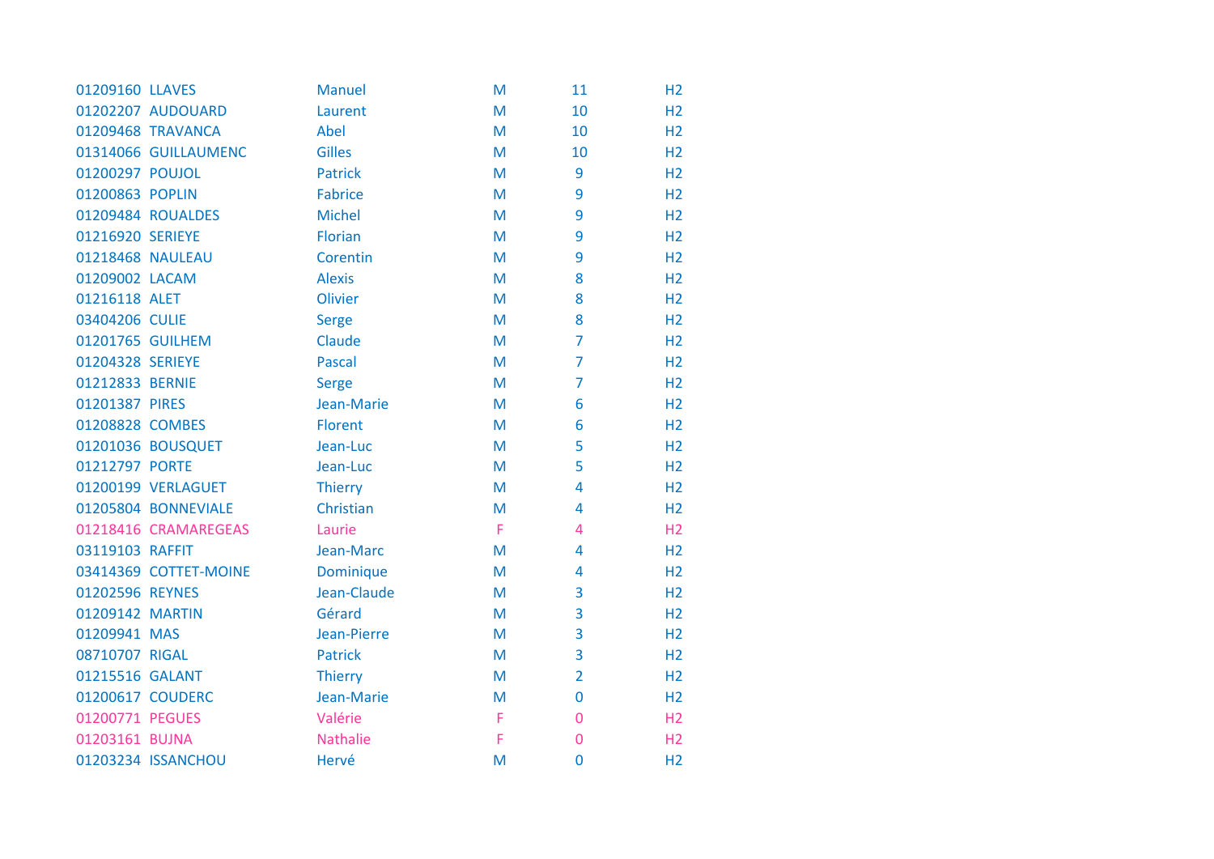| | | | | | |
|---|---|---|---|---|---|
| 01209160 | LLAVES | Manuel | M | 11 | H2 |
| 01202207 | AUDOUARD | Laurent | M | 10 | H2 |
| 01209468 | TRAVANCA | Abel | M | 10 | H2 |
| 01314066 | GUILLAUMENC | Gilles | M | 10 | H2 |
| 01200297 | POUJOL | Patrick | M | 9 | H2 |
| 01200863 | POPLIN | Fabrice | M | 9 | H2 |
| 01209484 | ROUALDES | Michel | M | 9 | H2 |
| 01216920 | SERIEYE | Florian | M | 9 | H2 |
| 01218468 | NAULEAU | Corentin | M | 9 | H2 |
| 01209002 | LACAM | Alexis | M | 8 | H2 |
| 01216118 | ALET | Olivier | M | 8 | H2 |
| 03404206 | CULIE | Serge | M | 8 | H2 |
| 01201765 | GUILHEM | Claude | M | 7 | H2 |
| 01204328 | SERIEYE | Pascal | M | 7 | H2 |
| 01212833 | BERNIE | Serge | M | 7 | H2 |
| 01201387 | PIRES | Jean-Marie | M | 6 | H2 |
| 01208828 | COMBES | Florent | M | 6 | H2 |
| 01201036 | BOUSQUET | Jean-Luc | M | 5 | H2 |
| 01212797 | PORTE | Jean-Luc | M | 5 | H2 |
| 01200199 | VERLAGUET | Thierry | M | 4 | H2 |
| 01205804 | BONNEVIALE | Christian | M | 4 | H2 |
| 01218416 | CRAMAREGEAS | Laurie | F | 4 | H2 |
| 03119103 | RAFFIT | Jean-Marc | M | 4 | H2 |
| 03414369 | COTTET-MOINE | Dominique | M | 4 | H2 |
| 01202596 | REYNES | Jean-Claude | M | 3 | H2 |
| 01209142 | MARTIN | Gérard | M | 3 | H2 |
| 01209941 | MAS | Jean-Pierre | M | 3 | H2 |
| 08710707 | RIGAL | Patrick | M | 3 | H2 |
| 01215516 | GALANT | Thierry | M | 2 | H2 |
| 01200617 | COUDERC | Jean-Marie | M | 0 | H2 |
| 01200771 | PEGUES | Valérie | F | 0 | H2 |
| 01203161 | BUJNA | Nathalie | F | 0 | H2 |
| 01203234 | ISSANCHOU | Hervé | M | 0 | H2 |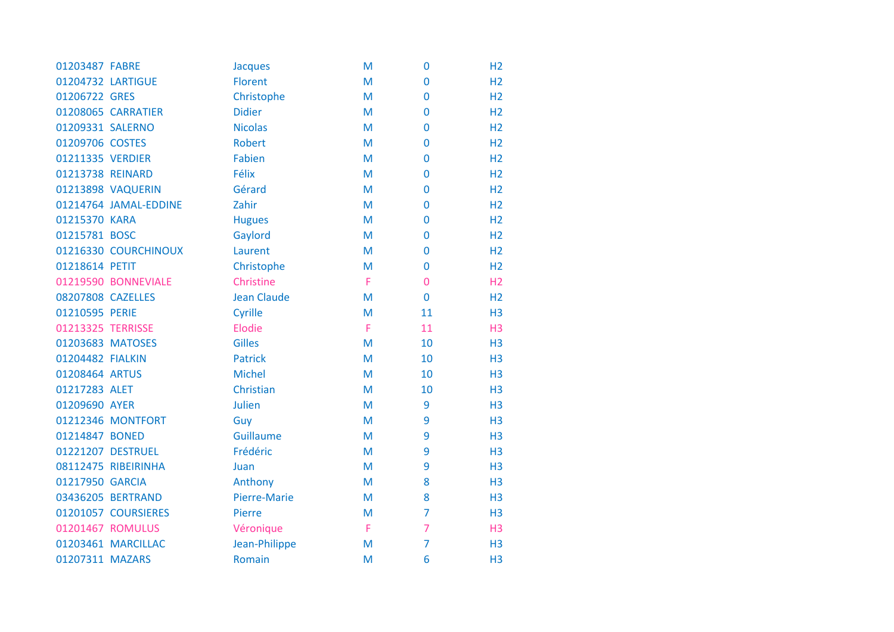| | | | | | |
|---|---|---|---|---|---|
| 01203487 | FABRE | Jacques | M | 0 | H2 |
| 01204732 | LARTIGUE | Florent | M | 0 | H2 |
| 01206722 | GRES | Christophe | M | 0 | H2 |
| 01208065 | CARRATIER | Didier | M | 0 | H2 |
| 01209331 | SALERNO | Nicolas | M | 0 | H2 |
| 01209706 | COSTES | Robert | M | 0 | H2 |
| 01211335 | VERDIER | Fabien | M | 0 | H2 |
| 01213738 | REINARD | Félix | M | 0 | H2 |
| 01213898 | VAQUERIN | Gérard | M | 0 | H2 |
| 01214764 | JAMAL-EDDINE | Zahir | M | 0 | H2 |
| 01215370 | KARA | Hugues | M | 0 | H2 |
| 01215781 | BOSC | Gaylord | M | 0 | H2 |
| 01216330 | COURCHINOUX | Laurent | M | 0 | H2 |
| 01218614 | PETIT | Christophe | M | 0 | H2 |
| 01219590 | BONNEVIALE | Christine | F | 0 | H2 |
| 08207808 | CAZELLES | Jean Claude | M | 0 | H2 |
| 01210595 | PERIE | Cyrille | M | 11 | H3 |
| 01213325 | TERRISSE | Elodie | F | 11 | H3 |
| 01203683 | MATOSES | Gilles | M | 10 | H3 |
| 01204482 | FIALKIN | Patrick | M | 10 | H3 |
| 01208464 | ARTUS | Michel | M | 10 | H3 |
| 01217283 | ALET | Christian | M | 10 | H3 |
| 01209690 | AYER | Julien | M | 9 | H3 |
| 01212346 | MONTFORT | Guy | M | 9 | H3 |
| 01214847 | BONED | Guillaume | M | 9 | H3 |
| 01221207 | DESTRUEL | Frédéric | M | 9 | H3 |
| 08112475 | RIBEIRINHA | Juan | M | 9 | H3 |
| 01217950 | GARCIA | Anthony | M | 8 | H3 |
| 03436205 | BERTRAND | Pierre-Marie | M | 8 | H3 |
| 01201057 | COURSIERES | Pierre | M | 7 | H3 |
| 01201467 | ROMULUS | Véronique | F | 7 | H3 |
| 01203461 | MARCILLAC | Jean-Philippe | M | 7 | H3 |
| 01207311 | MAZARS | Romain | M | 6 | H3 |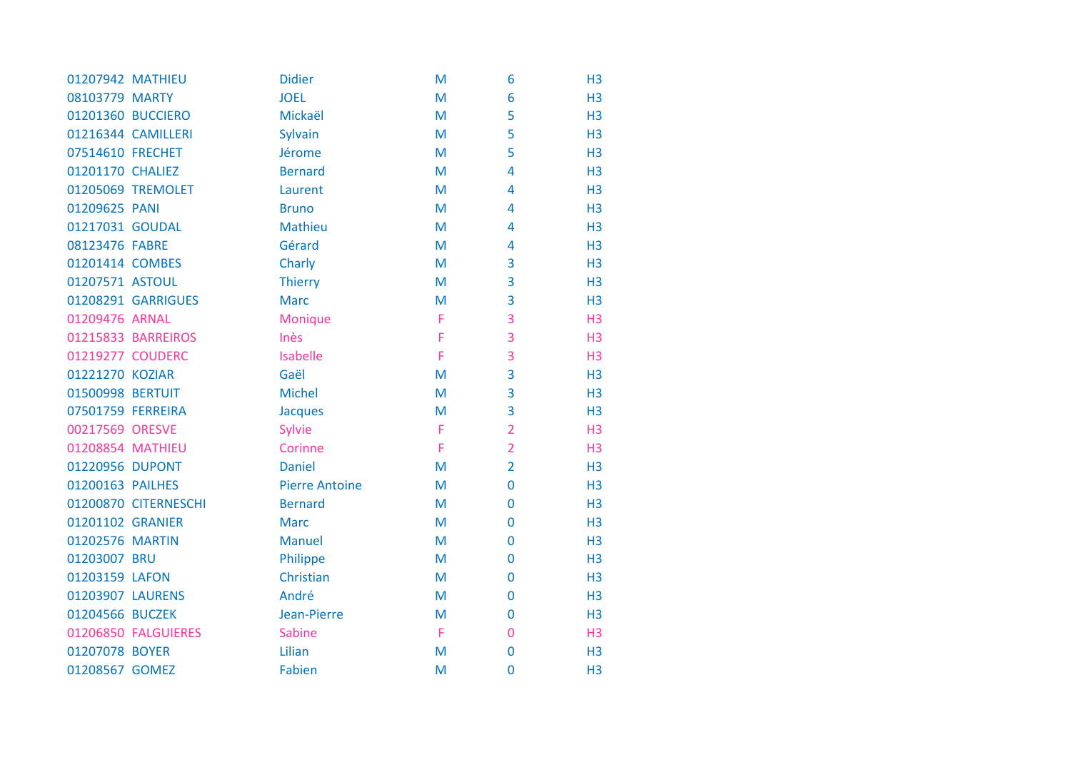| | | | | | |
|---|---|---|---|---|---|
| 01207942 | MATHIEU | Didier | M | 6 | H3 |
| 08103779 | MARTY | JOEL | M | 6 | H3 |
| 01201360 | BUCCIERO | Mickaël | M | 5 | H3 |
| 01216344 | CAMILLERI | Sylvain | M | 5 | H3 |
| 07514610 | FRECHET | Jérome | M | 5 | H3 |
| 01201170 | CHALIEZ | Bernard | M | 4 | H3 |
| 01205069 | TREMOLET | Laurent | M | 4 | H3 |
| 01209625 | PANI | Bruno | M | 4 | H3 |
| 01217031 | GOUDAL | Mathieu | M | 4 | H3 |
| 08123476 | FABRE | Gérard | M | 4 | H3 |
| 01201414 | COMBES | Charly | M | 3 | H3 |
| 01207571 | ASTOUL | Thierry | M | 3 | H3 |
| 01208291 | GARRIGUES | Marc | M | 3 | H3 |
| 01209476 | ARNAL | Monique | F | 3 | H3 |
| 01215833 | BARREIROS | Inès | F | 3 | H3 |
| 01219277 | COUDERC | Isabelle | F | 3 | H3 |
| 01221270 | KOZIAR | Gaël | M | 3 | H3 |
| 01500998 | BERTUIT | Michel | M | 3 | H3 |
| 07501759 | FERREIRA | Jacques | M | 3 | H3 |
| 00217569 | ORESVE | Sylvie | F | 2 | H3 |
| 01208854 | MATHIEU | Corinne | F | 2 | H3 |
| 01220956 | DUPONT | Daniel | M | 2 | H3 |
| 01200163 | PAILHES | Pierre Antoine | M | 0 | H3 |
| 01200870 | CITERNESCHI | Bernard | M | 0 | H3 |
| 01201102 | GRANIER | Marc | M | 0 | H3 |
| 01202576 | MARTIN | Manuel | M | 0 | H3 |
| 01203007 | BRU | Philippe | M | 0 | H3 |
| 01203159 | LAFON | Christian | M | 0 | H3 |
| 01203907 | LAURENS | André | M | 0 | H3 |
| 01204566 | BUCZEK | Jean-Pierre | M | 0 | H3 |
| 01206850 | FALGUIERES | Sabine | F | 0 | H3 |
| 01207078 | BOYER | Lilian | M | 0 | H3 |
| 01208567 | GOMEZ | Fabien | M | 0 | H3 |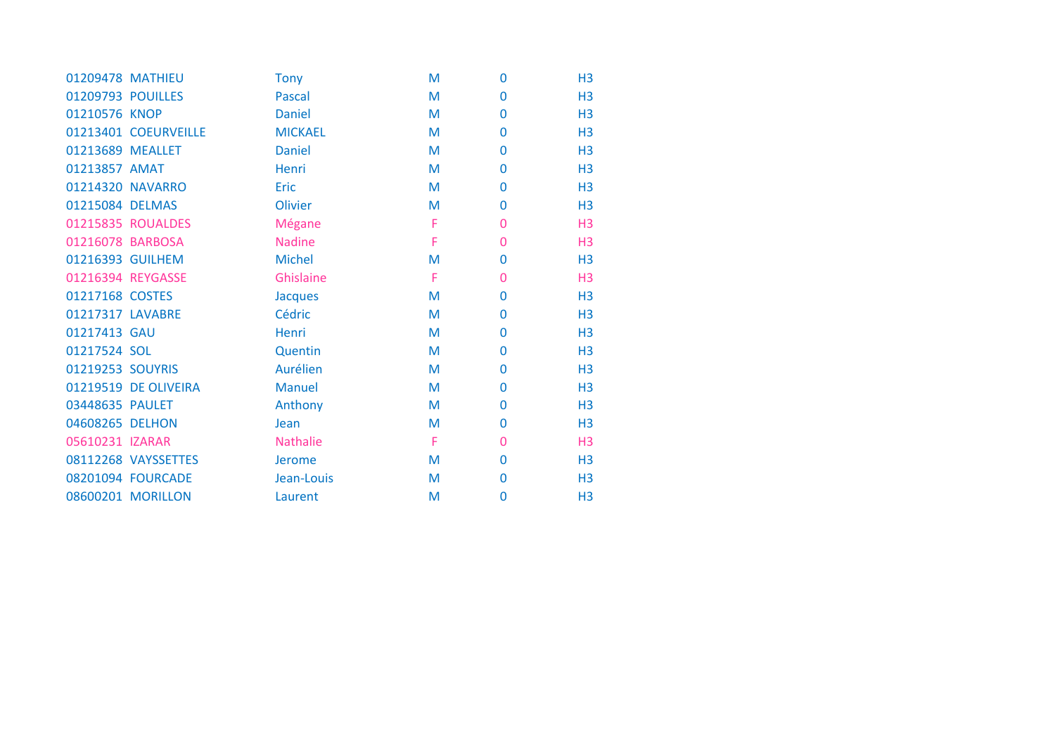| | | | | | |
|---|---|---|---|---|---|
| 01209478 | MATHIEU | Tony | M | 0 | H3 |
| 01209793 | POUILLES | Pascal | M | 0 | H3 |
| 01210576 | KNOP | Daniel | M | 0 | H3 |
| 01213401 | COEURVEILLE | MICKAEL | M | 0 | H3 |
| 01213689 | MEALLET | Daniel | M | 0 | H3 |
| 01213857 | AMAT | Henri | M | 0 | H3 |
| 01214320 | NAVARRO | Eric | M | 0 | H3 |
| 01215084 | DELMAS | Olivier | M | 0 | H3 |
| 01215835 | ROUALDES | Mégane | F | 0 | H3 |
| 01216078 | BARBOSA | Nadine | F | 0 | H3 |
| 01216393 | GUILHEM | Michel | M | 0 | H3 |
| 01216394 | REYGASSE | Ghislaine | F | 0 | H3 |
| 01217168 | COSTES | Jacques | M | 0 | H3 |
| 01217317 | LAVABRE | Cédric | M | 0 | H3 |
| 01217413 | GAU | Henri | M | 0 | H3 |
| 01217524 | SOL | Quentin | M | 0 | H3 |
| 01219253 | SOUYRIS | Aurélien | M | 0 | H3 |
| 01219519 | DE OLIVEIRA | Manuel | M | 0 | H3 |
| 03448635 | PAULET | Anthony | M | 0 | H3 |
| 04608265 | DELHON | Jean | M | 0 | H3 |
| 05610231 | IZARAR | Nathalie | F | 0 | H3 |
| 08112268 | VAYSSETTES | Jerome | M | 0 | H3 |
| 08201094 | FOURCADE | Jean-Louis | M | 0 | H3 |
| 08600201 | MORILLON | Laurent | M | 0 | H3 |